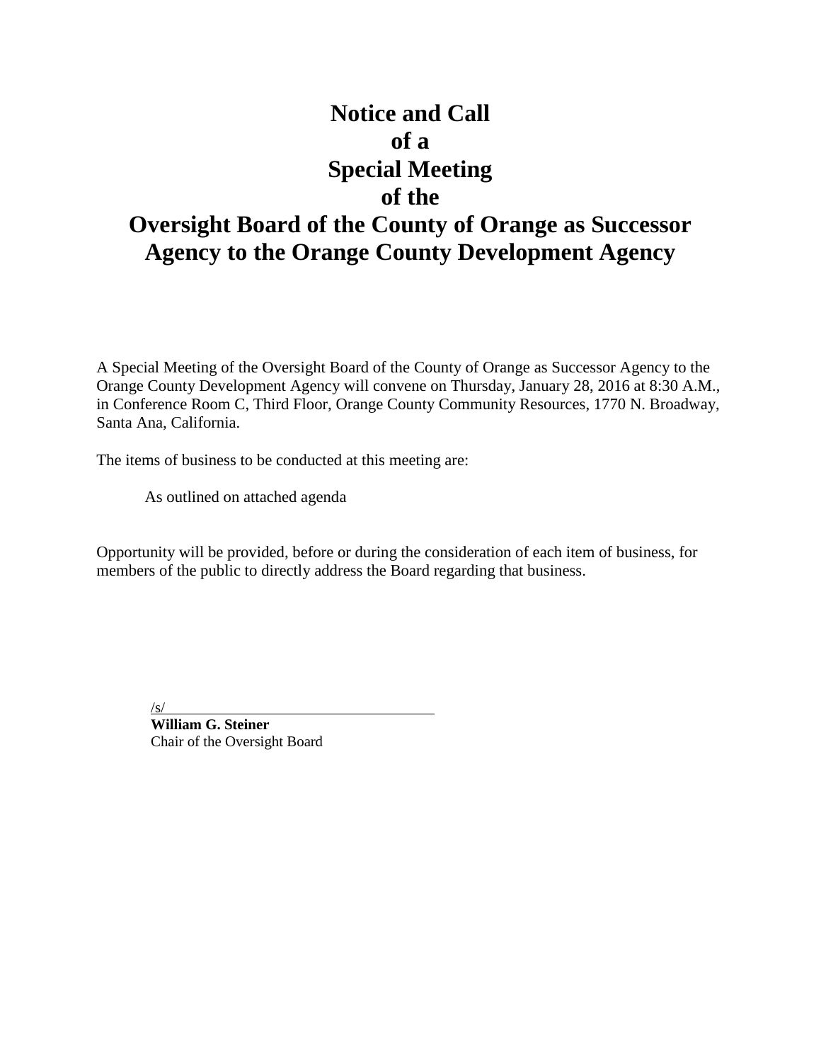# Notice and Call of a Special Meeting of the Oversight Board of the County of Orange as Successor Agency to the Orange County Development Agency

A Special Meeting of the Oversight Board of the County of Orange as Successor Agency to the Orange County Development Agency will convene on Thursday, January 28, 2016 at 8:30 A.M., in Conference Room C, Third Floor, Orange County Community Resources, 1770 N. Broadway, Santa Ana, California.

The items of business to be conducted at this meeting are:

As outlined on attached agenda

Opportunity will be provided, before or during the consideration of each item of business, for members of the public to directly address the Board regarding that business.

/s/

**William G. Steiner**
Chair of the Oversight Board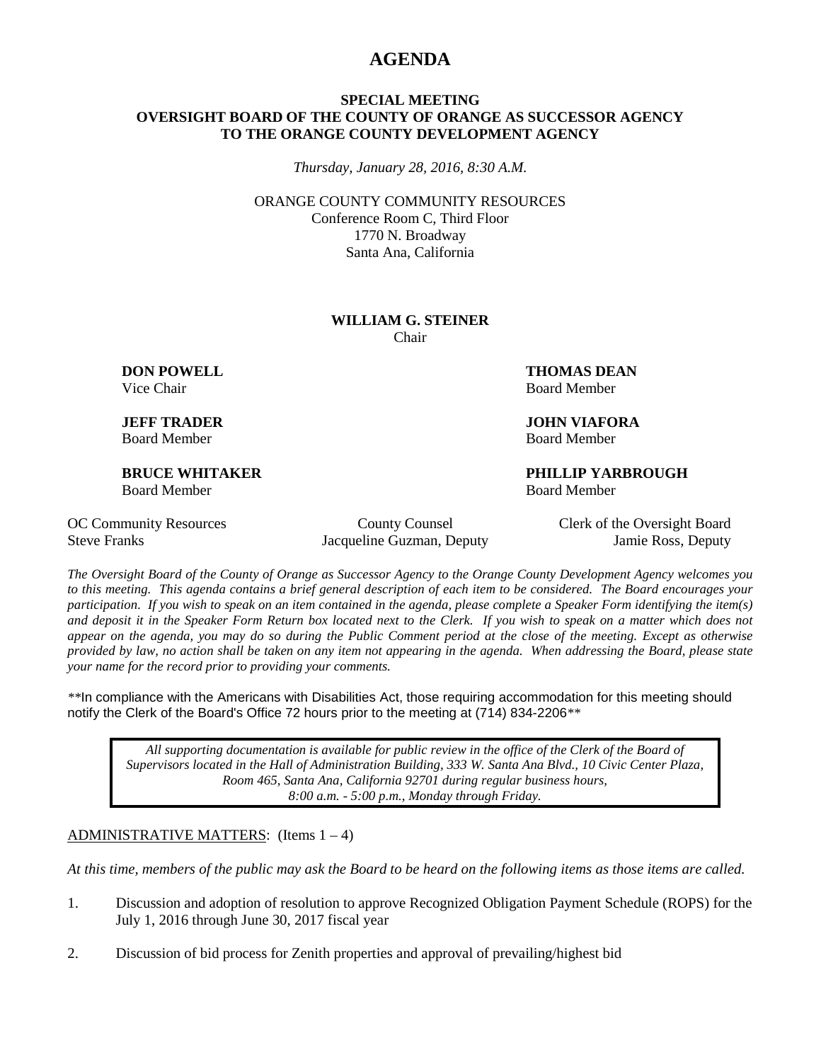# AGENDA

**SPECIAL MEETING**
**OVERSIGHT BOARD OF THE COUNTY OF ORANGE AS SUCCESSOR AGENCY TO THE ORANGE COUNTY DEVELOPMENT AGENCY**

*Thursday, January 28, 2016, 8:30 A.M.*

ORANGE COUNTY COMMUNITY RESOURCES
Conference Room C, Third Floor
1770 N. Broadway
Santa Ana, California

**WILLIAM G. STEINER**
Chair

**DON POWELL**
Vice Chair

**THOMAS DEAN**
Board Member

**JEFF TRADER**
Board Member

**JOHN VIAFORA**
Board Member

**BRUCE WHITAKER**
Board Member

**PHILLIP YARBROUGH**
Board Member

| OC Community Resources | County Counsel | Clerk of the Oversight Board |
|---|---|---|
| Steve Franks | Jacqueline Guzman, Deputy | Jamie Ross, Deputy |

*The Oversight Board of the County of Orange as Successor Agency to the Orange County Development Agency welcomes you to this meeting. This agenda contains a brief general description of each item to be considered. The Board encourages your participation. If you wish to speak on an item contained in the agenda, please complete a Speaker Form identifying the item(s) and deposit it in the Speaker Form Return box located next to the Clerk. If you wish to speak on a matter which does not appear on the agenda, you may do so during the Public Comment period at the close of the meeting. Except as otherwise provided by law, no action shall be taken on any item not appearing in the agenda. When addressing the Board, please state your name for the record prior to providing your comments.*

**In compliance with the Americans with Disabilities Act, those requiring accommodation for this meeting should notify the Clerk of the Board's Office 72 hours prior to the meeting at (714) 834-2206**

> *All supporting documentation is available for public review in the office of the Clerk of the Board of Supervisors located in the Hall of Administration Building, 333 W. Santa Ana Blvd., 10 Civic Center Plaza, Room 465, Santa Ana, California 92701 during regular business hours, 8:00 a.m. - 5:00 p.m., Monday through Friday.*

ADMINISTRATIVE MATTERS: (Items 1 – 4)

*At this time, members of the public may ask the Board to be heard on the following items as those items are called.*

1. Discussion and adoption of resolution to approve Recognized Obligation Payment Schedule (ROPS) for the July 1, 2016 through June 30, 2017 fiscal year

2. Discussion of bid process for Zenith properties and approval of prevailing/highest bid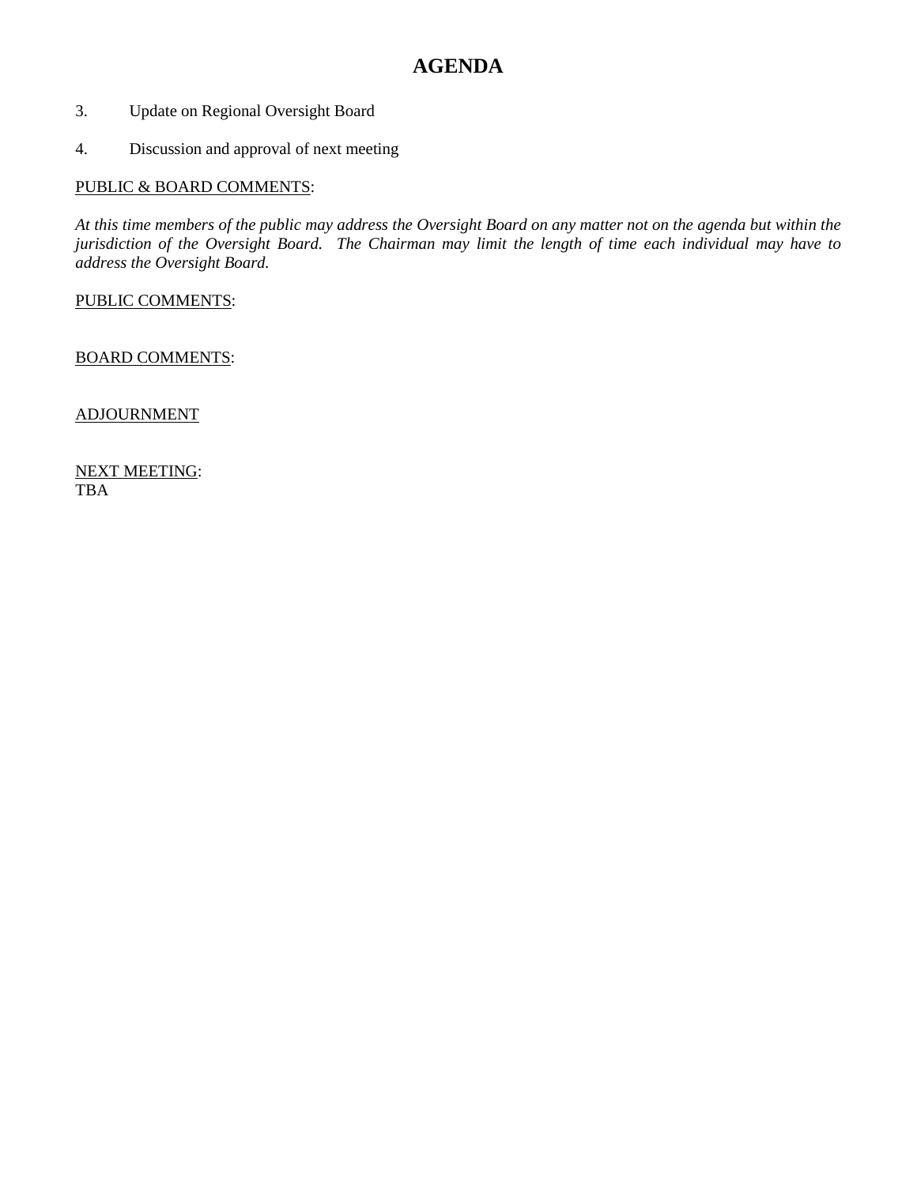# AGENDA

3. Update on Regional Oversight Board

4. Discussion and approval of next meeting

PUBLIC & BOARD COMMENTS:

*At this time members of the public may address the Oversight Board on any matter not on the agenda but within the jurisdiction of the Oversight Board. The Chairman may limit the length of time each individual may have to address the Oversight Board.*

PUBLIC COMMENTS:

BOARD COMMENTS:

ADJOURNMENT

NEXT MEETING:
TBA